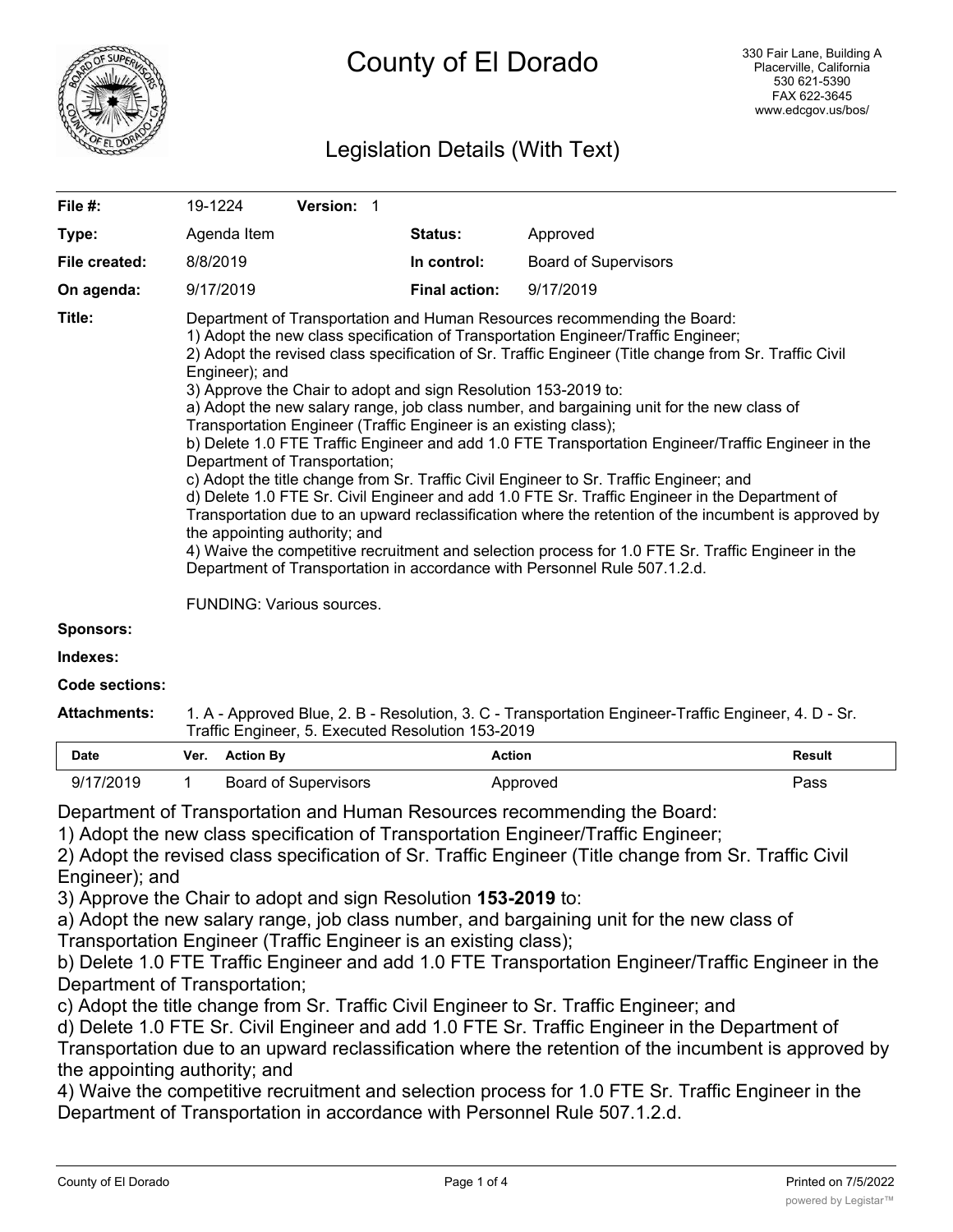# County of El Dorado

330 Fair Lane, Building A
Placerville, California
530 621-5390
FAX 622-3645
www.edcgov.us/bos/

## Legislation Details (With Text)

| | | | | |
|---|---|---|---|---|
| **File #:** | 19-1224 | **Version:** 1 | | |
| **Type:** | Agenda Item | | **Status:** | Approved |
| **File created:** | 8/8/2019 | | **In control:** | Board of Supervisors |
| **On agenda:** | 9/17/2019 | | **Final action:** | 9/17/2019 |

**Title:** Department of Transportation and Human Resources recommending the Board:
1) Adopt the new class specification of Transportation Engineer/Traffic Engineer;
2) Adopt the revised class specification of Sr. Traffic Engineer (Title change from Sr. Traffic Civil Engineer); and
3) Approve the Chair to adopt and sign Resolution 153-2019 to:
a) Adopt the new salary range, job class number, and bargaining unit for the new class of Transportation Engineer (Traffic Engineer is an existing class);
b) Delete 1.0 FTE Traffic Engineer and add 1.0 FTE Transportation Engineer/Traffic Engineer in the Department of Transportation;
c) Adopt the title change from Sr. Traffic Civil Engineer to Sr. Traffic Engineer; and
d) Delete 1.0 FTE Sr. Civil Engineer and add 1.0 FTE Sr. Traffic Engineer in the Department of Transportation due to an upward reclassification where the retention of the incumbent is approved by the appointing authority; and
4) Waive the competitive recruitment and selection process for 1.0 FTE Sr. Traffic Engineer in the Department of Transportation in accordance with Personnel Rule 507.1.2.d.

FUNDING: Various sources.

**Sponsors:**

**Indexes:**

**Code sections:**

**Attachments:** 1. A - Approved Blue, 2. B - Resolution, 3. C - Transportation Engineer-Traffic Engineer, 4. D - Sr. Traffic Engineer, 5. Executed Resolution 153-2019

| Date | Ver. | Action By | Action | Result |
|---|---|---|---|---|
| 9/17/2019 | 1 | Board of Supervisors | Approved | Pass |

Department of Transportation and Human Resources recommending the Board:
1) Adopt the new class specification of Transportation Engineer/Traffic Engineer;
2) Adopt the revised class specification of Sr. Traffic Engineer (Title change from Sr. Traffic Civil Engineer); and
3) Approve the Chair to adopt and sign Resolution **153-2019** to:
a) Adopt the new salary range, job class number, and bargaining unit for the new class of Transportation Engineer (Traffic Engineer is an existing class);
b) Delete 1.0 FTE Traffic Engineer and add 1.0 FTE Transportation Engineer/Traffic Engineer in the Department of Transportation;
c) Adopt the title change from Sr. Traffic Civil Engineer to Sr. Traffic Engineer; and
d) Delete 1.0 FTE Sr. Civil Engineer and add 1.0 FTE Sr. Traffic Engineer in the Department of Transportation due to an upward reclassification where the retention of the incumbent is approved by the appointing authority; and
4) Waive the competitive recruitment and selection process for 1.0 FTE Sr. Traffic Engineer in the Department of Transportation in accordance with Personnel Rule 507.1.2.d.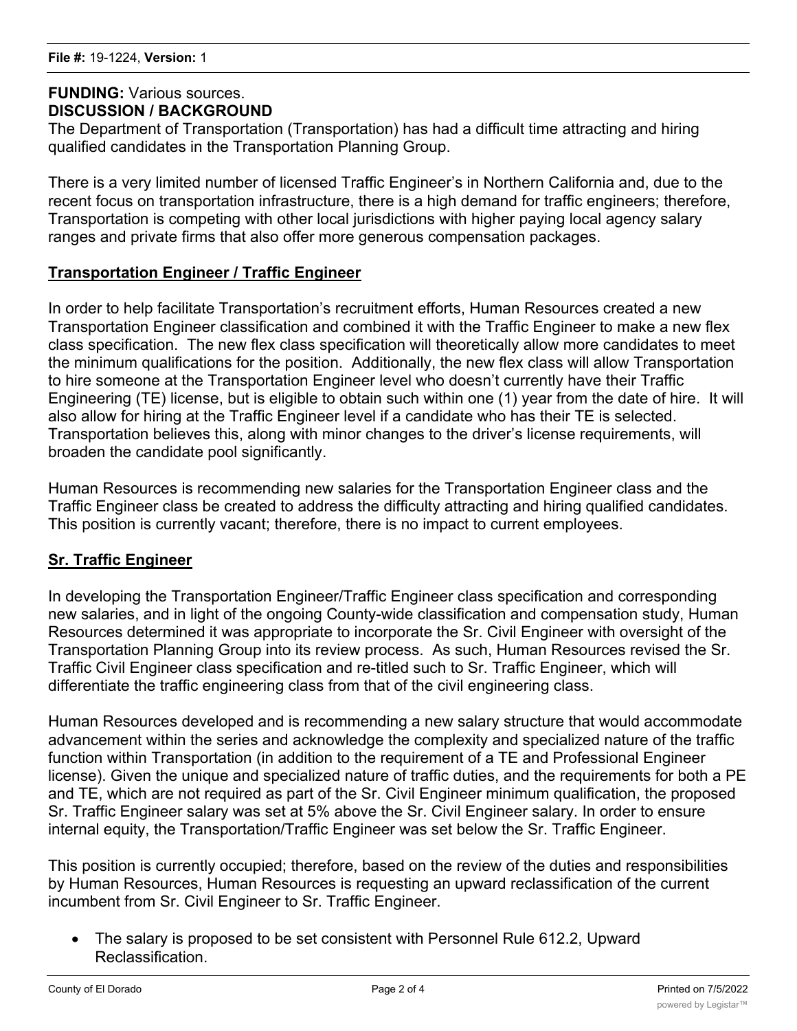**FUNDING:** Various sources.

**DISCUSSION / BACKGROUND**

The Department of Transportation (Transportation) has had a difficult time attracting and hiring qualified candidates in the Transportation Planning Group.

There is a very limited number of licensed Traffic Engineer's in Northern California and, due to the recent focus on transportation infrastructure, there is a high demand for traffic engineers; therefore, Transportation is competing with other local jurisdictions with higher paying local agency salary ranges and private firms that also offer more generous compensation packages.

**<u>Transportation Engineer / Traffic Engineer</u>**

In order to help facilitate Transportation's recruitment efforts, Human Resources created a new Transportation Engineer classification and combined it with the Traffic Engineer to make a new flex class specification. The new flex class specification will theoretically allow more candidates to meet the minimum qualifications for the position. Additionally, the new flex class will allow Transportation to hire someone at the Transportation Engineer level who doesn't currently have their Traffic Engineering (TE) license, but is eligible to obtain such within one (1) year from the date of hire. It will also allow for hiring at the Traffic Engineer level if a candidate who has their TE is selected. Transportation believes this, along with minor changes to the driver's license requirements, will broaden the candidate pool significantly.

Human Resources is recommending new salaries for the Transportation Engineer class and the Traffic Engineer class be created to address the difficulty attracting and hiring qualified candidates. This position is currently vacant; therefore, there is no impact to current employees.

**<u>Sr. Traffic Engineer</u>**

In developing the Transportation Engineer/Traffic Engineer class specification and corresponding new salaries, and in light of the ongoing County-wide classification and compensation study, Human Resources determined it was appropriate to incorporate the Sr. Civil Engineer with oversight of the Transportation Planning Group into its review process. As such, Human Resources revised the Sr. Traffic Civil Engineer class specification and re-titled such to Sr. Traffic Engineer, which will differentiate the traffic engineering class from that of the civil engineering class.

Human Resources developed and is recommending a new salary structure that would accommodate advancement within the series and acknowledge the complexity and specialized nature of the traffic function within Transportation (in addition to the requirement of a TE and Professional Engineer license). Given the unique and specialized nature of traffic duties, and the requirements for both a PE and TE, which are not required as part of the Sr. Civil Engineer minimum qualification, the proposed Sr. Traffic Engineer salary was set at 5% above the Sr. Civil Engineer salary. In order to ensure internal equity, the Transportation/Traffic Engineer was set below the Sr. Traffic Engineer.

This position is currently occupied; therefore, based on the review of the duties and responsibilities by Human Resources, Human Resources is requesting an upward reclassification of the current incumbent from Sr. Civil Engineer to Sr. Traffic Engineer.

- The salary is proposed to be set consistent with Personnel Rule 612.2, Upward Reclassification.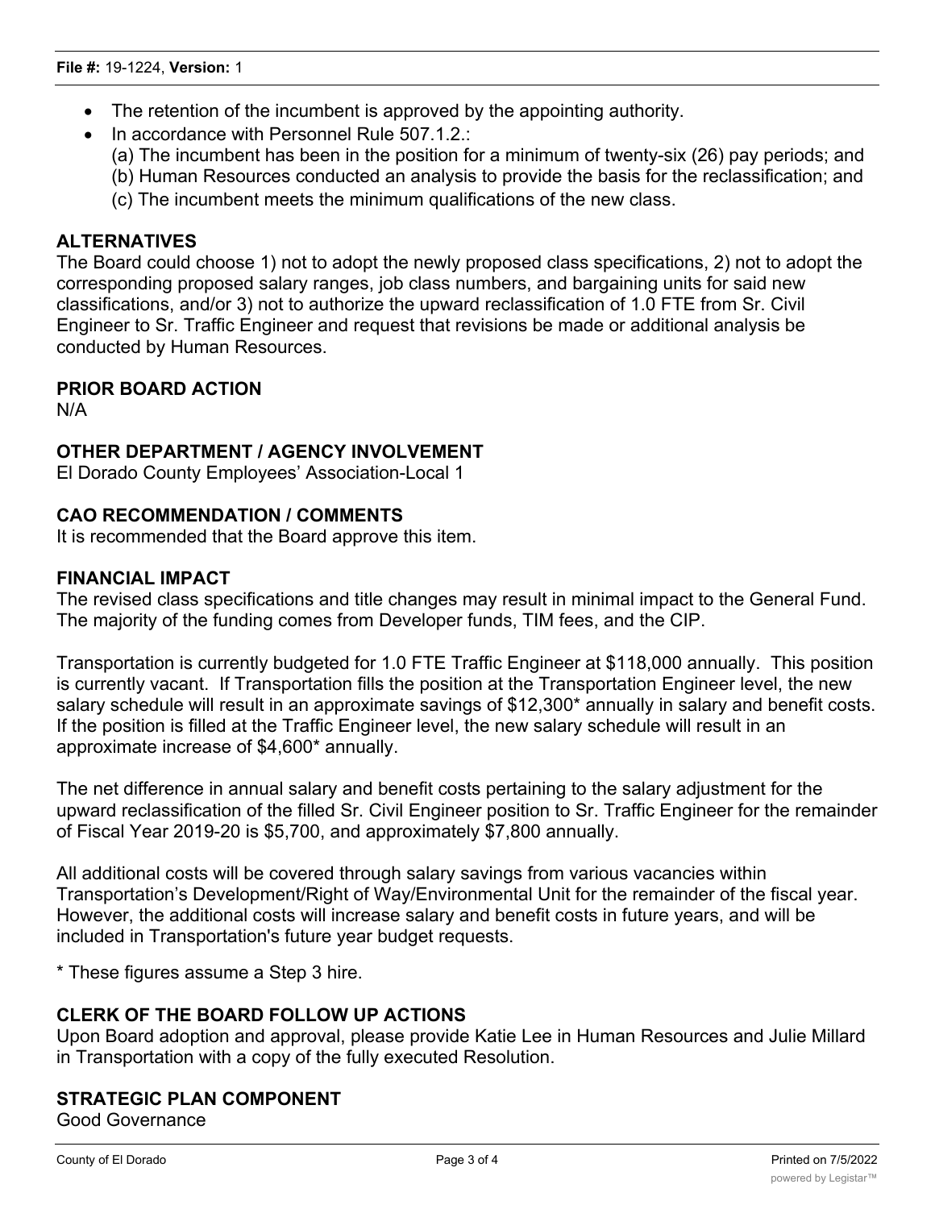- The retention of the incumbent is approved by the appointing authority.
- In accordance with Personnel Rule 507.1.2.:
  (a) The incumbent has been in the position for a minimum of twenty-six (26) pay periods; and
  (b) Human Resources conducted an analysis to provide the basis for the reclassification; and
  (c) The incumbent meets the minimum qualifications of the new class.

**ALTERNATIVES**

The Board could choose 1) not to adopt the newly proposed class specifications, 2) not to adopt the corresponding proposed salary ranges, job class numbers, and bargaining units for said new classifications, and/or 3) not to authorize the upward reclassification of 1.0 FTE from Sr. Civil Engineer to Sr. Traffic Engineer and request that revisions be made or additional analysis be conducted by Human Resources.

**PRIOR BOARD ACTION**

N/A

**OTHER DEPARTMENT / AGENCY INVOLVEMENT**

El Dorado County Employees' Association-Local 1

**CAO RECOMMENDATION / COMMENTS**

It is recommended that the Board approve this item.

**FINANCIAL IMPACT**

The revised class specifications and title changes may result in minimal impact to the General Fund. The majority of the funding comes from Developer funds, TIM fees, and the CIP.

Transportation is currently budgeted for 1.0 FTE Traffic Engineer at $118,000 annually. This position is currently vacant. If Transportation fills the position at the Transportation Engineer level, the new salary schedule will result in an approximate savings of $12,300* annually in salary and benefit costs. If the position is filled at the Traffic Engineer level, the new salary schedule will result in an approximate increase of $4,600* annually.

The net difference in annual salary and benefit costs pertaining to the salary adjustment for the upward reclassification of the filled Sr. Civil Engineer position to Sr. Traffic Engineer for the remainder of Fiscal Year 2019-20 is $5,700, and approximately $7,800 annually.

All additional costs will be covered through salary savings from various vacancies within Transportation's Development/Right of Way/Environmental Unit for the remainder of the fiscal year. However, the additional costs will increase salary and benefit costs in future years, and will be included in Transportation's future year budget requests.

* These figures assume a Step 3 hire.

**CLERK OF THE BOARD FOLLOW UP ACTIONS**

Upon Board adoption and approval, please provide Katie Lee in Human Resources and Julie Millard in Transportation with a copy of the fully executed Resolution.

**STRATEGIC PLAN COMPONENT**

Good Governance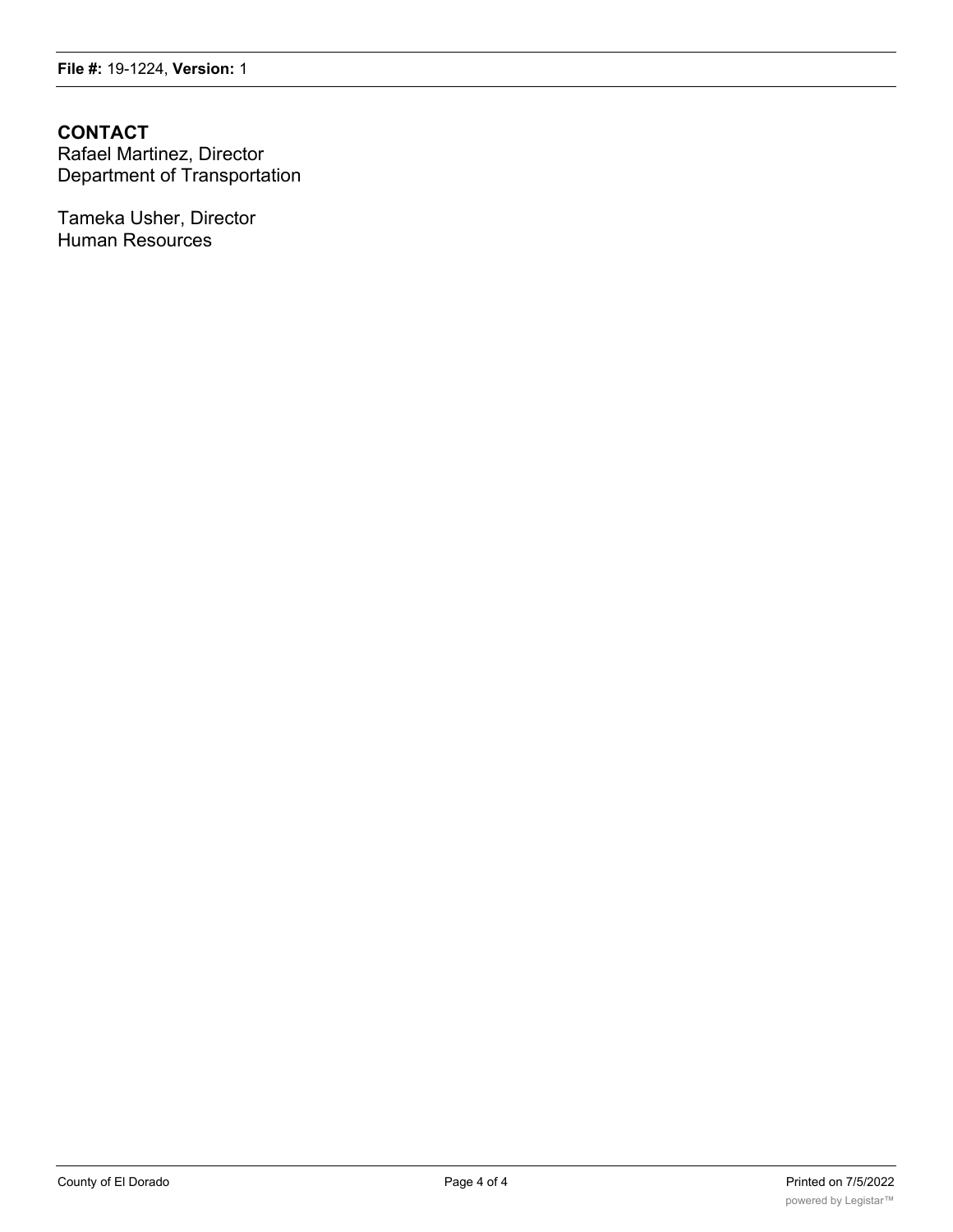**CONTACT**
Rafael Martinez, Director
Department of Transportation

Tameka Usher, Director
Human Resources